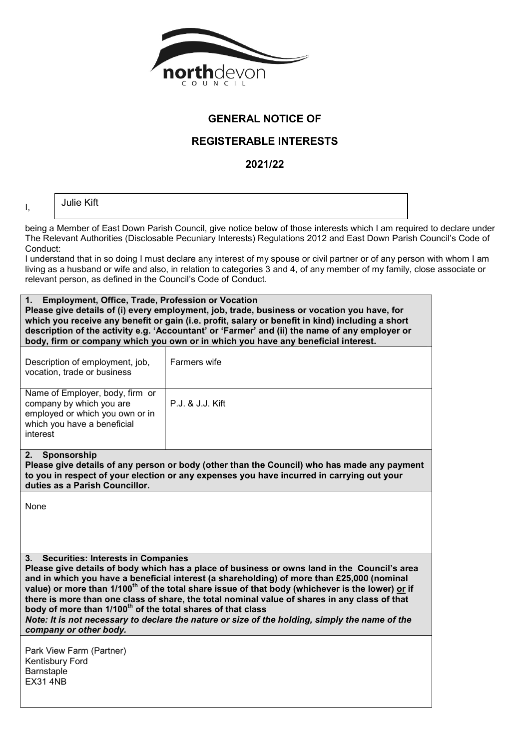# GENERAL NOTICE OF

# REGISTERABLE INTERESTS

# 2021/22

I, Julie Kift

being a Member of East Down Parish Council, give notice below of those interests which I am required to declare under The Relevant Authorities (Disclosable Pecuniary Interests) Regulations 2012 and East Down Parish Council's Code of Conduct:

I understand that in so doing I must declare any interest of my spouse or civil partner or of any person with whom I am living as a husband or wife and also, in relation to categories 3 and 4, of any member of my family, close associate or relevant person, as defined in the Council's Code of Conduct.

**1. Employment, Office, Trade, Profession or Vocation**
**Please give details of (i) every employment, job, trade, business or vocation you have, for which you receive any benefit or gain (i.e. profit, salary or benefit in kind) including a short description of the activity e.g. 'Accountant' or 'Farmer' and (ii) the name of any employer or body, firm or company which you own or in which you have any beneficial interest.**

| | |
|---|---|
| Description of employment, job, vocation, trade or business | Farmers wife |
| Name of Employer, body, firm or company by which you are employed or which you own or in which you have a beneficial interest | P.J. & J.J. Kift |

**2. Sponsorship**
**Please give details of any person or body (other than the Council) who has made any payment to you in respect of your election or any expenses you have incurred in carrying out your duties as a Parish Councillor.**

None

**3. Securities: Interests in Companies**
**Please give details of body which has a place of business or owns land in the Council's area and in which you have a beneficial interest (a shareholding) of more than £25,000 (nominal value) or more than 1/100th of the total share issue of that body (whichever is the lower) or if there is more than one class of share, the total nominal value of shares in any class of that body of more than 1/100th of the total shares of that class**
***Note: It is not necessary to declare the nature or size of the holding, simply the name of the company or other body.***

Park View Farm (Partner)
Kentisbury Ford
Barnstaple
EX31 4NB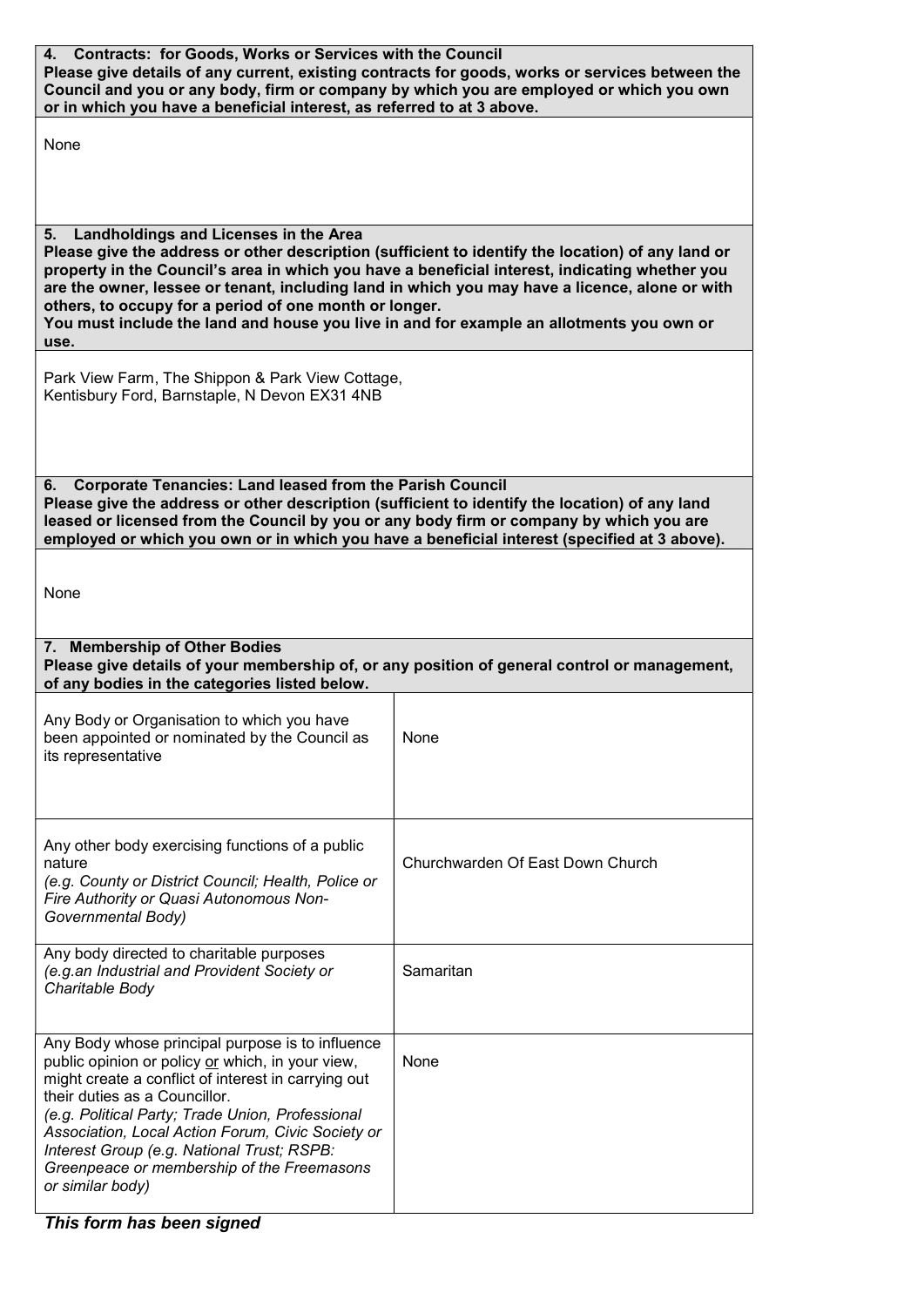## 4. Contracts: for Goods, Works or Services with the Council

**Please give details of any current, existing contracts for goods, works or services between the Council and you or any body, firm or company by which you are employed or which you own or in which you have a beneficial interest, as referred to at 3 above.**

None

## 5. Landholdings and Licenses in the Area

**Please give the address or other description (sufficient to identify the location) of any land or property in the Council's area in which you have a beneficial interest, indicating whether you are the owner, lessee or tenant, including land in which you may have a licence, alone or with others, to occupy for a period of one month or longer.**
**You must include the land and house you live in and for example an allotments you own or use.**

Park View Farm, The Shippon & Park View Cottage,
Kentisbury Ford, Barnstaple, N Devon EX31 4NB

## 6. Corporate Tenancies: Land leased from the Parish Council

**Please give the address or other description (sufficient to identify the location) of any land leased or licensed from the Council by you or any body firm or company by which you are employed or which you own or in which you have a beneficial interest (specified at 3 above).**

None

## 7. Membership of Other Bodies

**Please give details of your membership of, or any position of general control or management, of any bodies in the categories listed below.**

| | |
|---|---|
| Any Body or Organisation to which you have been appointed or nominated by the Council as its representative | None |
| Any other body exercising functions of a public nature *(e.g. County or District Council; Health, Police or Fire Authority or Quasi Autonomous Non-Governmental Body)* | Churchwarden Of East Down Church |
| Any body directed to charitable purposes *(e.g.an Industrial and Provident Society or Charitable Body* | Samaritan |
| Any Body whose principal purpose is to influence public opinion or policy or which, in your view, might create a conflict of interest in carrying out their duties as a Councillor. *(e.g. Political Party; Trade Union, Professional Association, Local Action Forum, Civic Society or Interest Group (e.g. National Trust; RSPB: Greenpeace or membership of the Freemasons or similar body)* | None |

***This form has been signed***